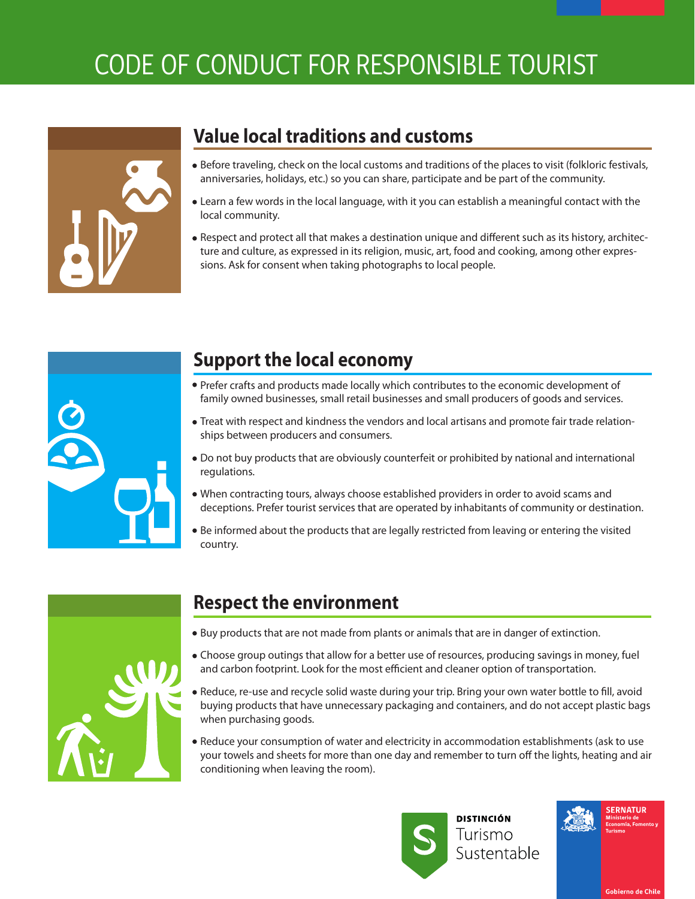# CODE OF CONDUCT FOR RESPONSIBLE TOURIST

## Value local traditions and customs

- Before traveling, check on the local customs and traditions of the places to visit (folkloric festivals, anniversaries, holidays, etc.) so you can share, participate and be part of the community.
- Learn a few words in the local language, with it you can establish a meaningful contact with the local community.
- Respect and protect all that makes a destination unique and different such as its history, architecture and culture, as expressed in its religion, music, art, food and cooking, among other expressions. Ask for consent when taking photographs to local people.

## Support the local economy

- Prefer crafts and products made locally which contributes to the economic development of family owned businesses, small retail businesses and small producers of goods and services.
- Treat with respect and kindness the vendors and local artisans and promote fair trade relationships between producers and consumers.
- Do not buy products that are obviously counterfeit or prohibited by national and international regulations.
- When contracting tours, always choose established providers in order to avoid scams and deceptions. Prefer tourist services that are operated by inhabitants of community or destination.
- Be informed about the products that are legally restricted from leaving or entering the visited country.

## Respect the environment

- Buy products that are not made from plants or animals that are in danger of extinction.
- Choose group outings that allow for a better use of resources, producing savings in money, fuel and carbon footprint. Look for the most efficient and cleaner option of transportation.
- Reduce, re-use and recycle solid waste during your trip. Bring your own water bottle to fill, avoid buying products that have unnecessary packaging and containers, and do not accept plastic bags when purchasing goods.
- Reduce your consumption of water and electricity in accommodation establishments (ask to use your towels and sheets for more than one day and remember to turn off the lights, heating and air conditioning when leaving the room).

DISTINCIÓN Turismo Sustentable

SERNATUR Ministerio de Economía, Fomento y Turismo

Gobierno de Chile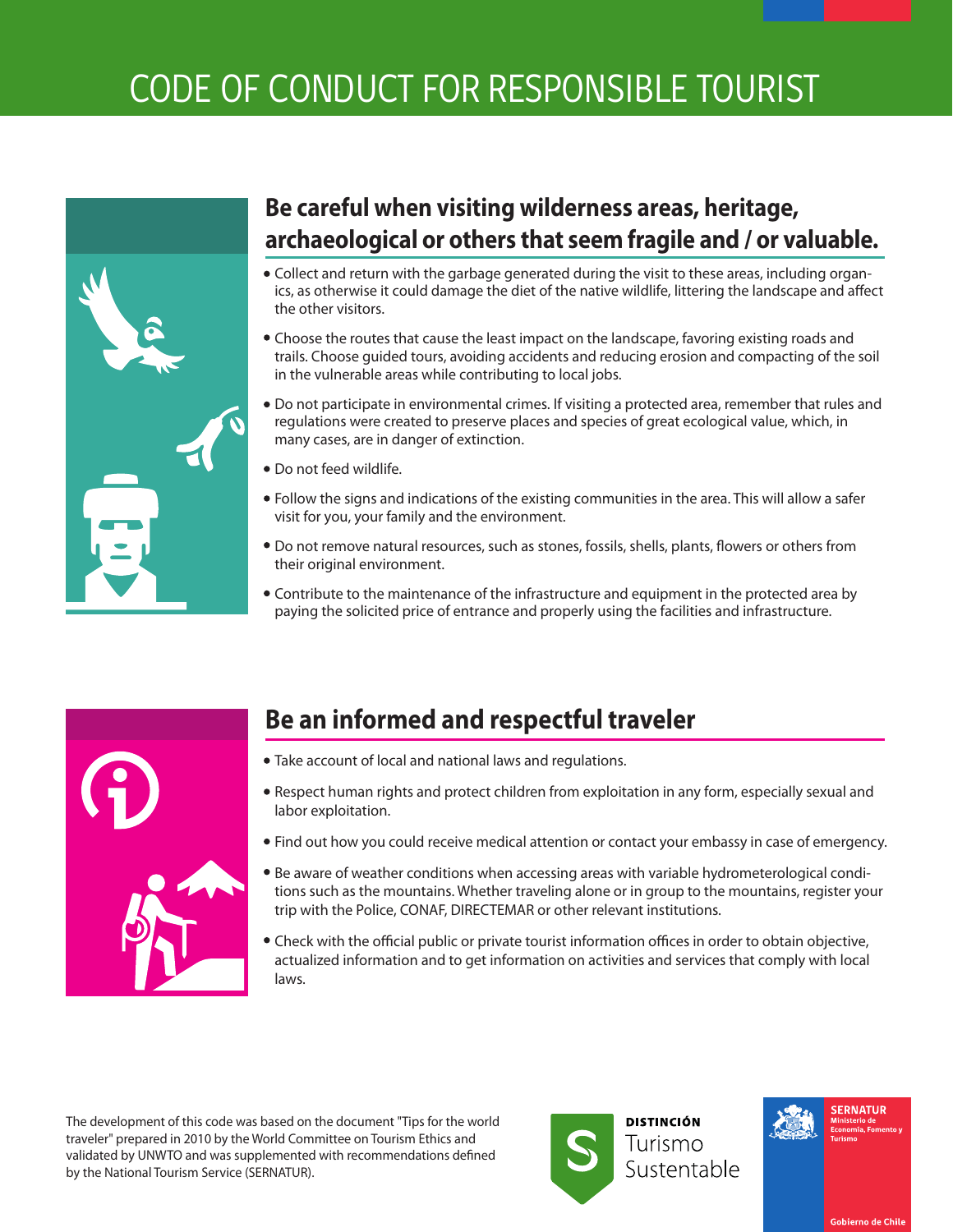# CODE OF CONDUCT FOR RESPONSIBLE TOURIST

## Be careful when visiting wilderness areas, heritage, archaeological or others that seem fragile and / or valuable.

- Collect and return with the garbage generated during the visit to these areas, including organics, as otherwise it could damage the diet of the native wildlife, littering the landscape and affect the other visitors.
- Choose the routes that cause the least impact on the landscape, favoring existing roads and trails. Choose guided tours, avoiding accidents and reducing erosion and compacting of the soil in the vulnerable areas while contributing to local jobs.
- Do not participate in environmental crimes. If visiting a protected area, remember that rules and regulations were created to preserve places and species of great ecological value, which, in many cases, are in danger of extinction.
- Do not feed wildlife.
- Follow the signs and indications of the existing communities in the area. This will allow a safer visit for you, your family and the environment.
- Do not remove natural resources, such as stones, fossils, shells, plants, flowers or others from their original environment.
- Contribute to the maintenance of the infrastructure and equipment in the protected area by paying the solicited price of entrance and properly using the facilities and infrastructure.

## Be an informed and respectful traveler

- Take account of local and national laws and regulations.
- Respect human rights and protect children from exploitation in any form, especially sexual and labor exploitation.
- Find out how you could receive medical attention or contact your embassy in case of emergency.
- Be aware of weather conditions when accessing areas with variable hydrometerological conditions such as the mountains. Whether traveling alone or in group to the mountains, register your trip with the Police, CONAF, DIRECTEMAR or other relevant institutions.
- Check with the official public or private tourist information offices in order to obtain objective, actualized information and to get information on activities and services that comply with local laws.

The development of this code was based on the document "Tips for the world traveler" prepared in 2010 by the World Committee on Tourism Ethics and validated by UNWTO and was supplemented with recommendations defined by the National Tourism Service (SERNATUR).

DISTINCIÓN Turismo Sustentable

SERNATUR
Ministerio de Economía, Fomento y Turismo

Gobierno de Chile